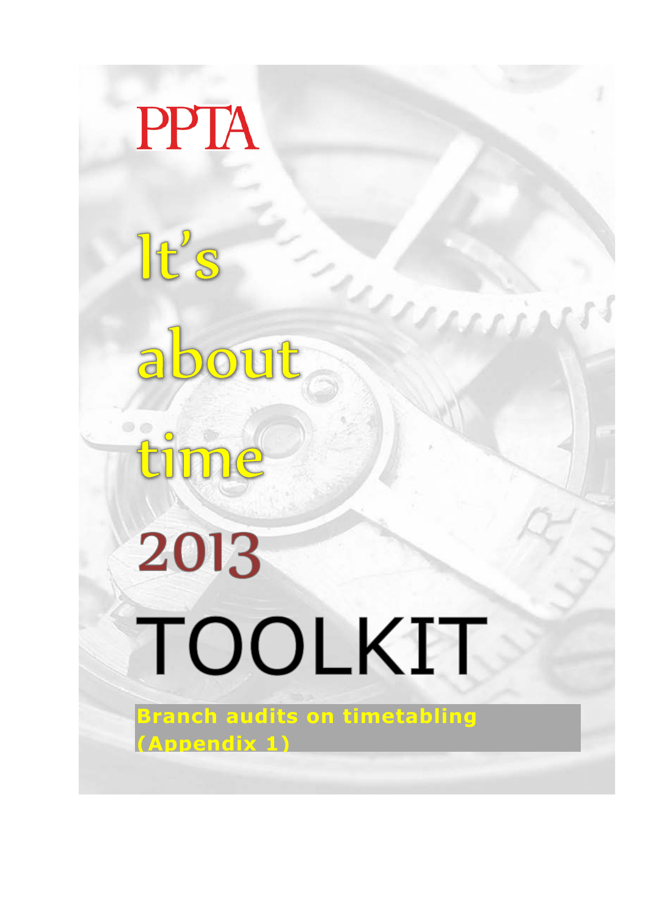PPTA

# It's about time 2013

# TOOLKIT

**Branch audits on timetabling (Appendix 1)**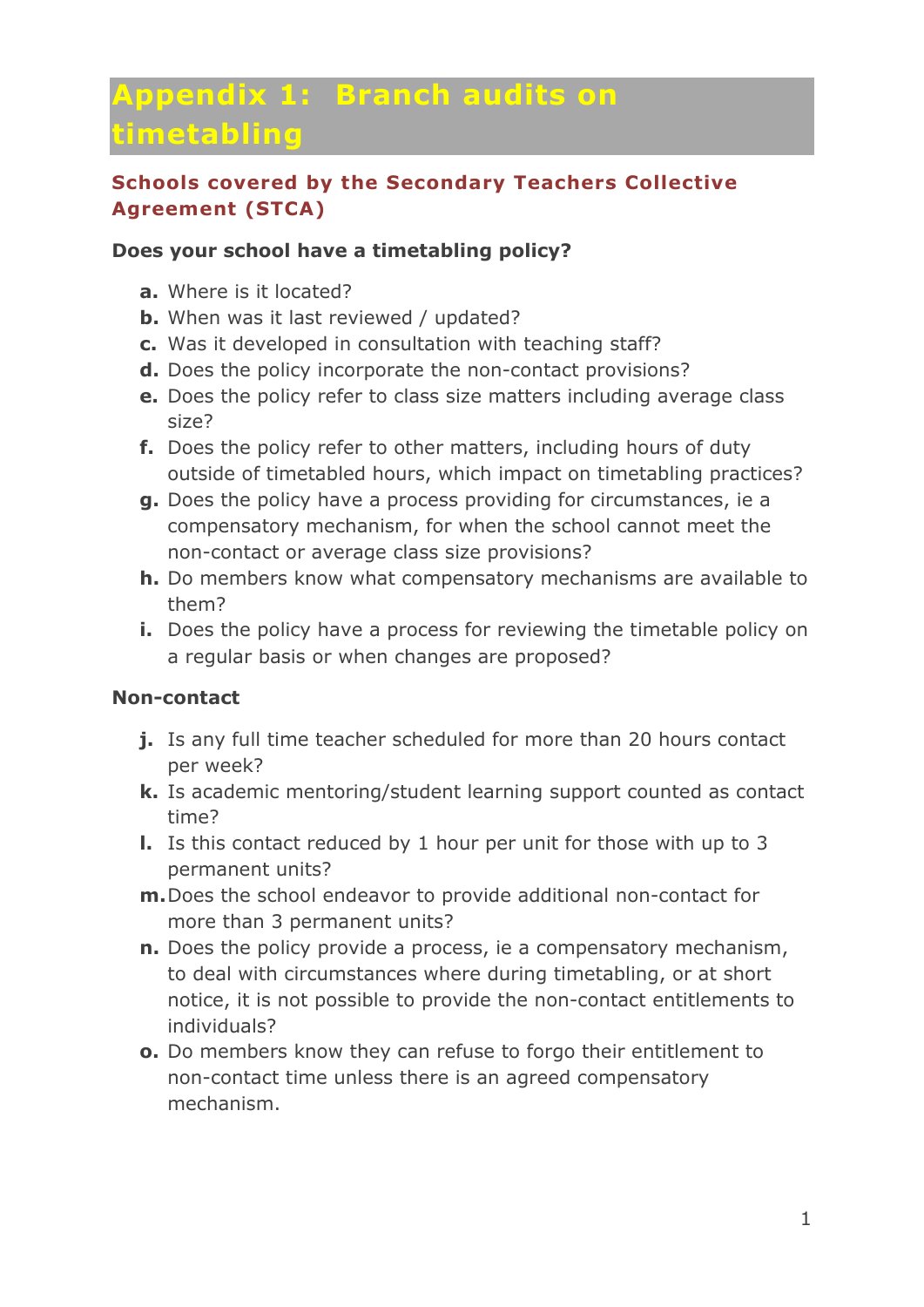# Appendix 1: Branch audits on timetabling

## Schools covered by the Secondary Teachers Collective Agreement (STCA)

**Does your school have a timetabling policy?**

a. Where is it located?
b. When was it last reviewed / updated?
c. Was it developed in consultation with teaching staff?
d. Does the policy incorporate the non-contact provisions?
e. Does the policy refer to class size matters including average class size?
f. Does the policy refer to other matters, including hours of duty outside of timetabled hours, which impact on timetabling practices?
g. Does the policy have a process providing for circumstances, ie a compensatory mechanism, for when the school cannot meet the non-contact or average class size provisions?
h. Do members know what compensatory mechanisms are available to them?
i. Does the policy have a process for reviewing the timetable policy on a regular basis or when changes are proposed?

**Non-contact**

j. Is any full time teacher scheduled for more than 20 hours contact per week?
k. Is academic mentoring/student learning support counted as contact time?
l. Is this contact reduced by 1 hour per unit for those with up to 3 permanent units?
m. Does the school endeavor to provide additional non-contact for more than 3 permanent units?
n. Does the policy provide a process, ie a compensatory mechanism, to deal with circumstances where during timetabling, or at short notice, it is not possible to provide the non-contact entitlements to individuals?
o. Do members know they can refuse to forgo their entitlement to non-contact time unless there is an agreed compensatory mechanism.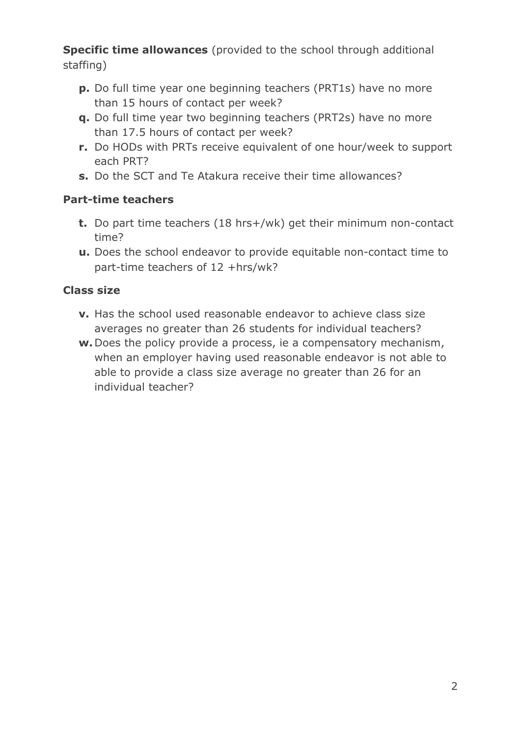**Specific time allowances** (provided to the school through additional staffing)

- **p.** Do full time year one beginning teachers (PRT1s) have no more than 15 hours of contact per week?
- **q.** Do full time year two beginning teachers (PRT2s) have no more than 17.5 hours of contact per week?
- **r.** Do HODs with PRTs receive equivalent of one hour/week to support each PRT?
- **s.** Do the SCT and Te Atakura receive their time allowances?

**Part-time teachers**

- **t.** Do part time teachers (18 hrs+/wk) get their minimum non-contact time?
- **u.** Does the school endeavor to provide equitable non-contact time to part-time teachers of 12 +hrs/wk?

**Class size**

- **v.** Has the school used reasonable endeavor to achieve class size averages no greater than 26 students for individual teachers?
- **w.** Does the policy provide a process, ie a compensatory mechanism, when an employer having used reasonable endeavor is not able to able to provide a class size average no greater than 26 for an individual teacher?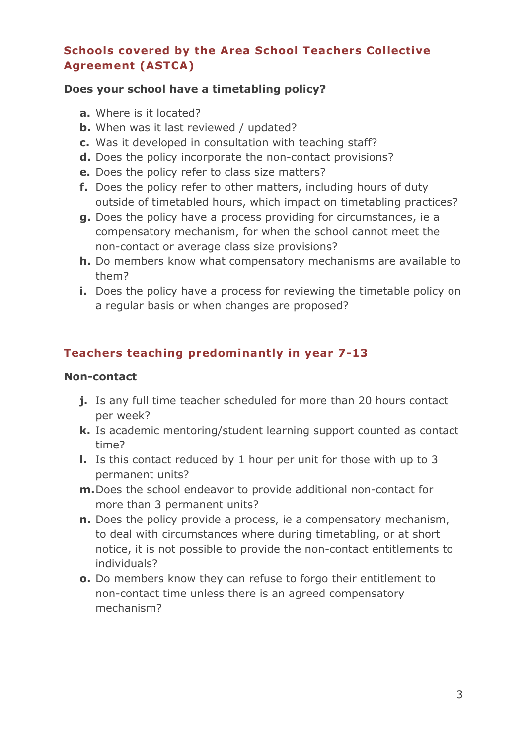## Schools covered by the Area School Teachers Collective Agreement (ASTCA)

**Does your school have a timetabling policy?**

- **a.** Where is it located?
- **b.** When was it last reviewed / updated?
- **c.** Was it developed in consultation with teaching staff?
- **d.** Does the policy incorporate the non-contact provisions?
- **e.** Does the policy refer to class size matters?
- **f.** Does the policy refer to other matters, including hours of duty outside of timetabled hours, which impact on timetabling practices?
- **g.** Does the policy have a process providing for circumstances, ie a compensatory mechanism, for when the school cannot meet the non-contact or average class size provisions?
- **h.** Do members know what compensatory mechanisms are available to them?
- **i.** Does the policy have a process for reviewing the timetable policy on a regular basis or when changes are proposed?

## Teachers teaching predominantly in year 7-13

**Non-contact**

- **j.** Is any full time teacher scheduled for more than 20 hours contact per week?
- **k.** Is academic mentoring/student learning support counted as contact time?
- **l.** Is this contact reduced by 1 hour per unit for those with up to 3 permanent units?
- **m.** Does the school endeavor to provide additional non-contact for more than 3 permanent units?
- **n.** Does the policy provide a process, ie a compensatory mechanism, to deal with circumstances where during timetabling, or at short notice, it is not possible to provide the non-contact entitlements to individuals?
- **o.** Do members know they can refuse to forgo their entitlement to non-contact time unless there is an agreed compensatory mechanism?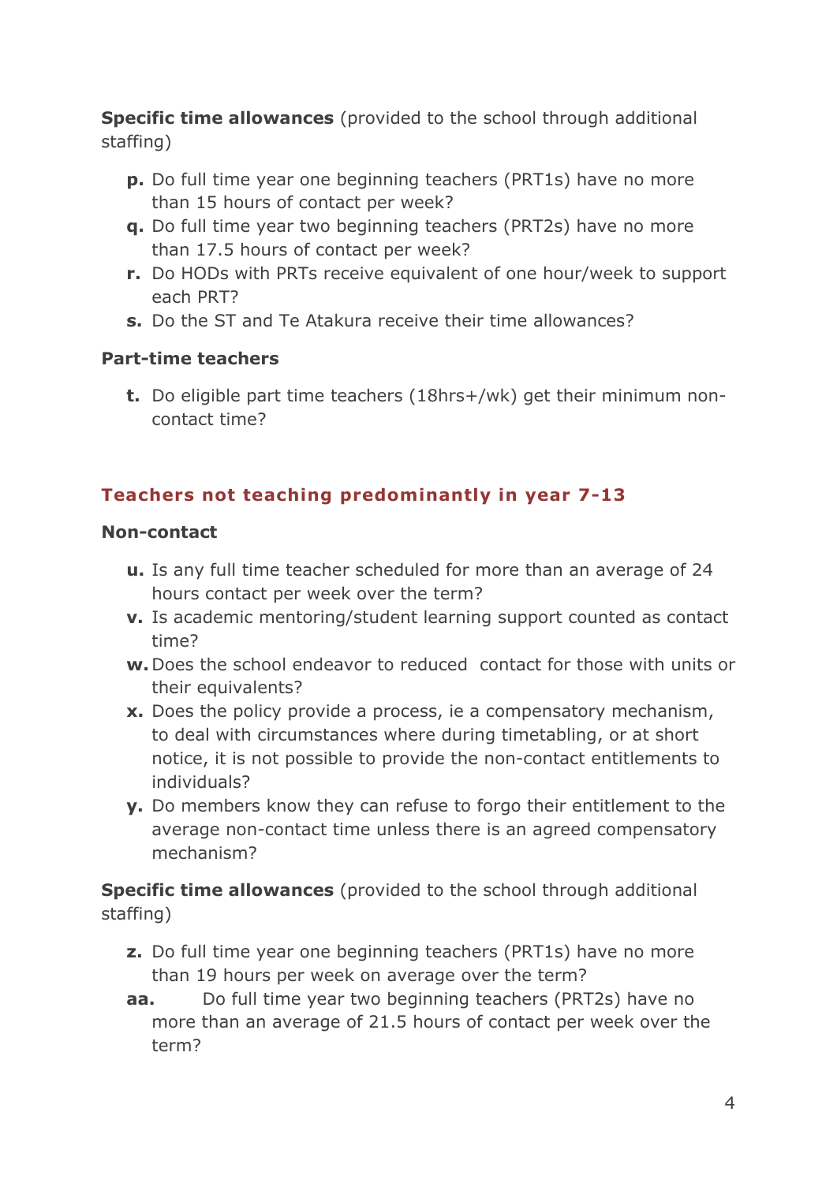**Specific time allowances** (provided to the school through additional staffing)

- **p.** Do full time year one beginning teachers (PRT1s) have no more than 15 hours of contact per week?
- **q.** Do full time year two beginning teachers (PRT2s) have no more than 17.5 hours of contact per week?
- **r.** Do HODs with PRTs receive equivalent of one hour/week to support each PRT?
- **s.** Do the ST and Te Atakura receive their time allowances?

**Part-time teachers**

- **t.** Do eligible part time teachers (18hrs+/wk) get their minimum non-contact time?

## Teachers not teaching predominantly in year 7-13

**Non-contact**

- **u.** Is any full time teacher scheduled for more than an average of 24 hours contact per week over the term?
- **v.** Is academic mentoring/student learning support counted as contact time?
- **w.** Does the school endeavor to reduced contact for those with units or their equivalents?
- **x.** Does the policy provide a process, ie a compensatory mechanism, to deal with circumstances where during timetabling, or at short notice, it is not possible to provide the non-contact entitlements to individuals?
- **y.** Do members know they can refuse to forgo their entitlement to the average non-contact time unless there is an agreed compensatory mechanism?

**Specific time allowances** (provided to the school through additional staffing)

- **z.** Do full time year one beginning teachers (PRT1s) have no more than 19 hours per week on average over the term?
- **aa.** Do full time year two beginning teachers (PRT2s) have no more than an average of 21.5 hours of contact per week over the term?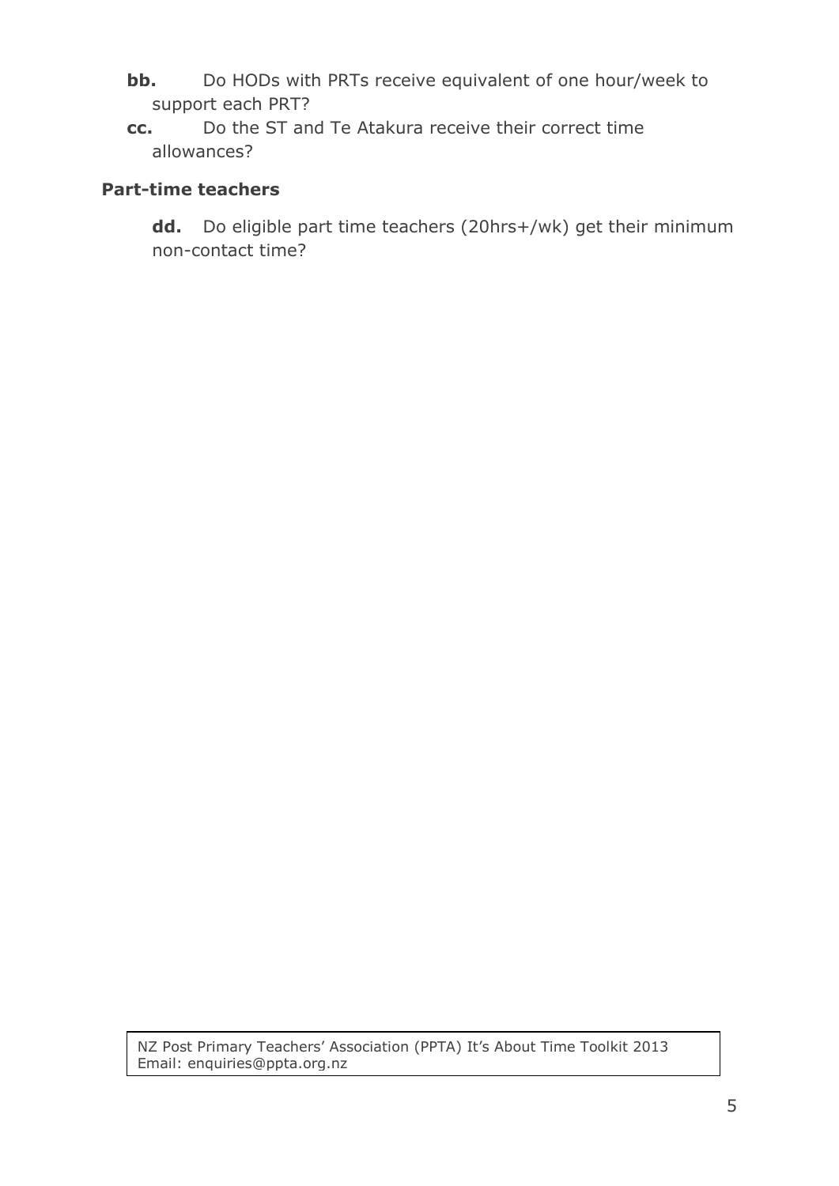**bb.** Do HODs with PRTs receive equivalent of one hour/week to support each PRT?

**cc.** Do the ST and Te Atakura receive their correct time allowances?

## Part-time teachers

**dd.** Do eligible part time teachers (20hrs+/wk) get their minimum non-contact time?